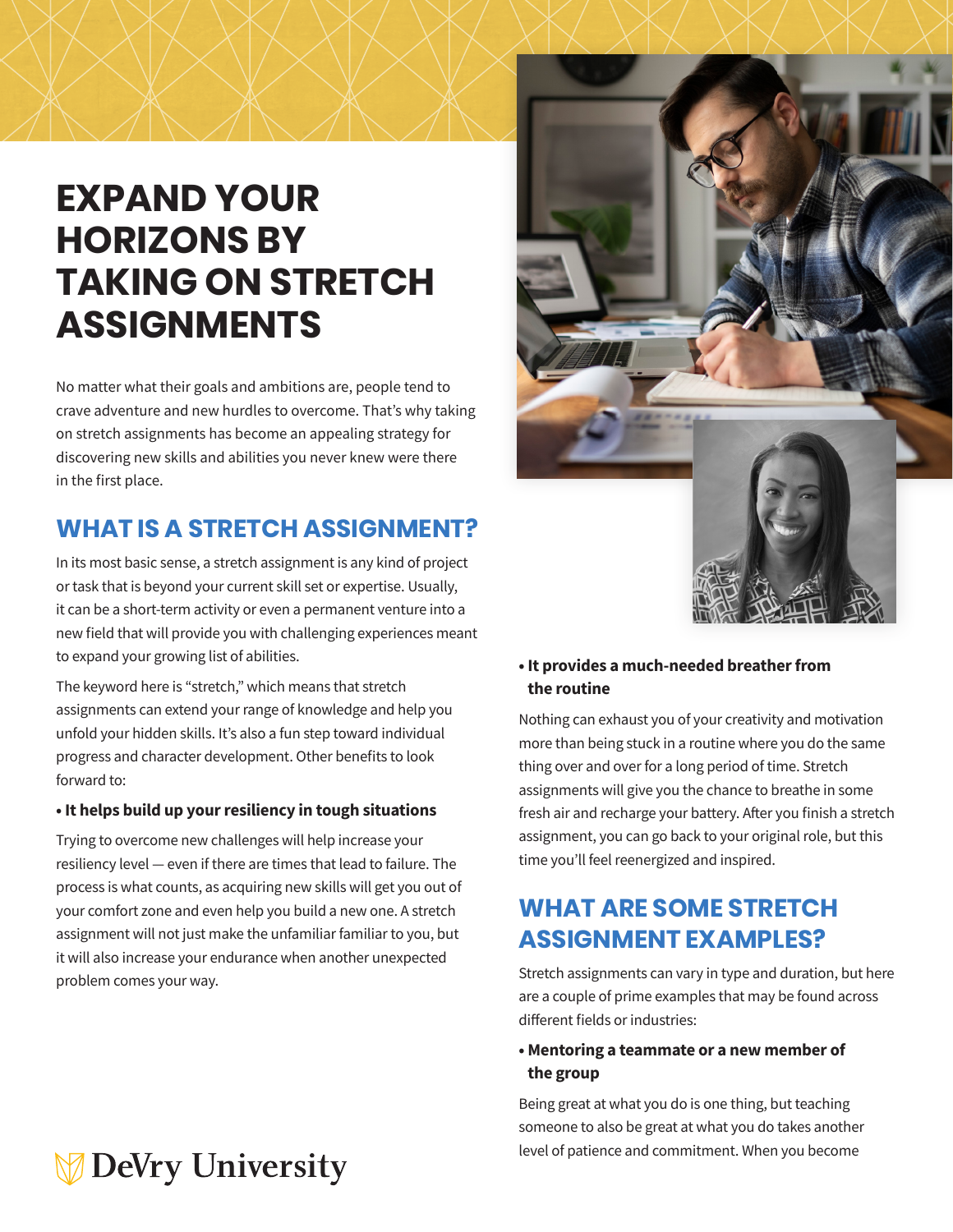# EXPAND YOUR HORIZONS BY TAKING ON STRETCH ASSIGNMENTS

No matter what their goals and ambitions are, people tend to crave adventure and new hurdles to overcome. That's why taking on stretch assignments has become an appealing strategy for discovering new skills and abilities you never knew were there in the first place.

## WHAT IS A STRETCH ASSIGNMENT?

In its most basic sense, a stretch assignment is any kind of project or task that is beyond your current skill set or expertise. Usually, it can be a short-term activity or even a permanent venture into a new field that will provide you with challenging experiences meant to expand your growing list of abilities.

The keyword here is "stretch," which means that stretch assignments can extend your range of knowledge and help you unfold your hidden skills. It's also a fun step toward individual progress and character development. Other benefits to look forward to:

- **It helps build up your resiliency in tough situations**

Trying to overcome new challenges will help increase your resiliency level — even if there are times that lead to failure. The process is what counts, as acquiring new skills will get you out of your comfort zone and even help you build a new one. A stretch assignment will not just make the unfamiliar familiar to you, but it will also increase your endurance when another unexpected problem comes your way.

- **It provides a much-needed breather from the routine**

Nothing can exhaust you of your creativity and motivation more than being stuck in a routine where you do the same thing over and over for a long period of time. Stretch assignments will give you the chance to breathe in some fresh air and recharge your battery. After you finish a stretch assignment, you can go back to your original role, but this time you'll feel reenergized and inspired.

## WHAT ARE SOME STRETCH ASSIGNMENT EXAMPLES?

Stretch assignments can vary in type and duration, but here are a couple of prime examples that may be found across different fields or industries:

- **Mentoring a teammate or a new member of the group**

Being great at what you do is one thing, but teaching someone to also be great at what you do takes another level of patience and commitment. When you become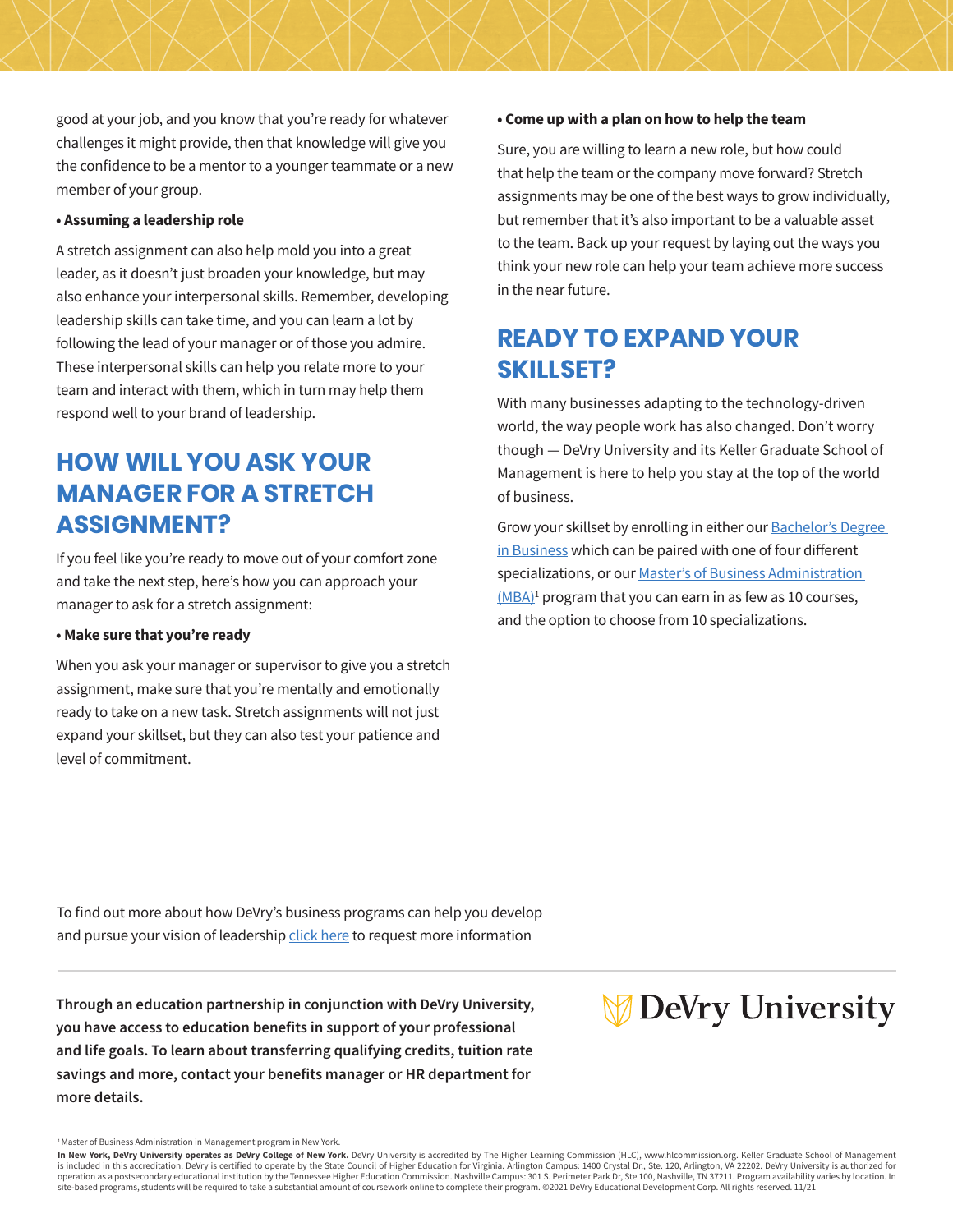good at your job, and you know that you're ready for whatever challenges it might provide, then that knowledge will give you the confidence to be a mentor to a younger teammate or a new member of your group.

**• Assuming a leadership role**

A stretch assignment can also help mold you into a great leader, as it doesn't just broaden your knowledge, but may also enhance your interpersonal skills. Remember, developing leadership skills can take time, and you can learn a lot by following the lead of your manager or of those you admire. These interpersonal skills can help you relate more to your team and interact with them, which in turn may help them respond well to your brand of leadership.

## HOW WILL YOU ASK YOUR MANAGER FOR A STRETCH ASSIGNMENT?

If you feel like you're ready to move out of your comfort zone and take the next step, here's how you can approach your manager to ask for a stretch assignment:

**• Make sure that you're ready**

When you ask your manager or supervisor to give you a stretch assignment, make sure that you're mentally and emotionally ready to take on a new task. Stretch assignments will not just expand your skillset, but they can also test your patience and level of commitment.

**• Come up with a plan on how to help the team**

Sure, you are willing to learn a new role, but how could that help the team or the company move forward? Stretch assignments may be one of the best ways to grow individually, but remember that it's also important to be a valuable asset to the team. Back up your request by laying out the ways you think your new role can help your team achieve more success in the near future.

## READY TO EXPAND YOUR SKILLSET?

With many businesses adapting to the technology-driven world, the way people work has also changed. Don't worry though — DeVry University and its Keller Graduate School of Management is here to help you stay at the top of the world of business.

Grow your skillset by enrolling in either our Bachelor's Degree in Business which can be paired with one of four different specializations, or our Master's of Business Administration (MBA)[1] program that you can earn in as few as 10 courses, and the option to choose from 10 specializations.

To find out more about how DeVry's business programs can help you develop and pursue your vision of leadership click here to request more information

**Through an education partnership in conjunction with DeVry University, you have access to education benefits in support of your professional and life goals. To learn about transferring qualifying credits, tuition rate savings and more, contact your benefits manager or HR department for more details.**

DeVry University

[1] Master of Business Administration in Management program in New York.

**In New York, DeVry University operates as DeVry College of New York.** DeVry University is accredited by The Higher Learning Commission (HLC), www.hlcommission.org. Keller Graduate School of Management is included in this accreditation. DeVry is certified to operate by the State Council of Higher Education for Virginia. Arlington Campus: 1400 Crystal Dr., Ste. 120, Arlington, VA 22202. DeVry University is authorized for operation as a postsecondary educational institution by the Tennessee Higher Education Commission. Nashville Campus: 301 S. Perimeter Park Dr, Ste 100, Nashville, TN 37211. Program availability varies by location. In site-based programs, students will be required to take a substantial amount of coursework online to complete their program. ©2021 DeVry Educational Development Corp. All rights reserved. 11/21